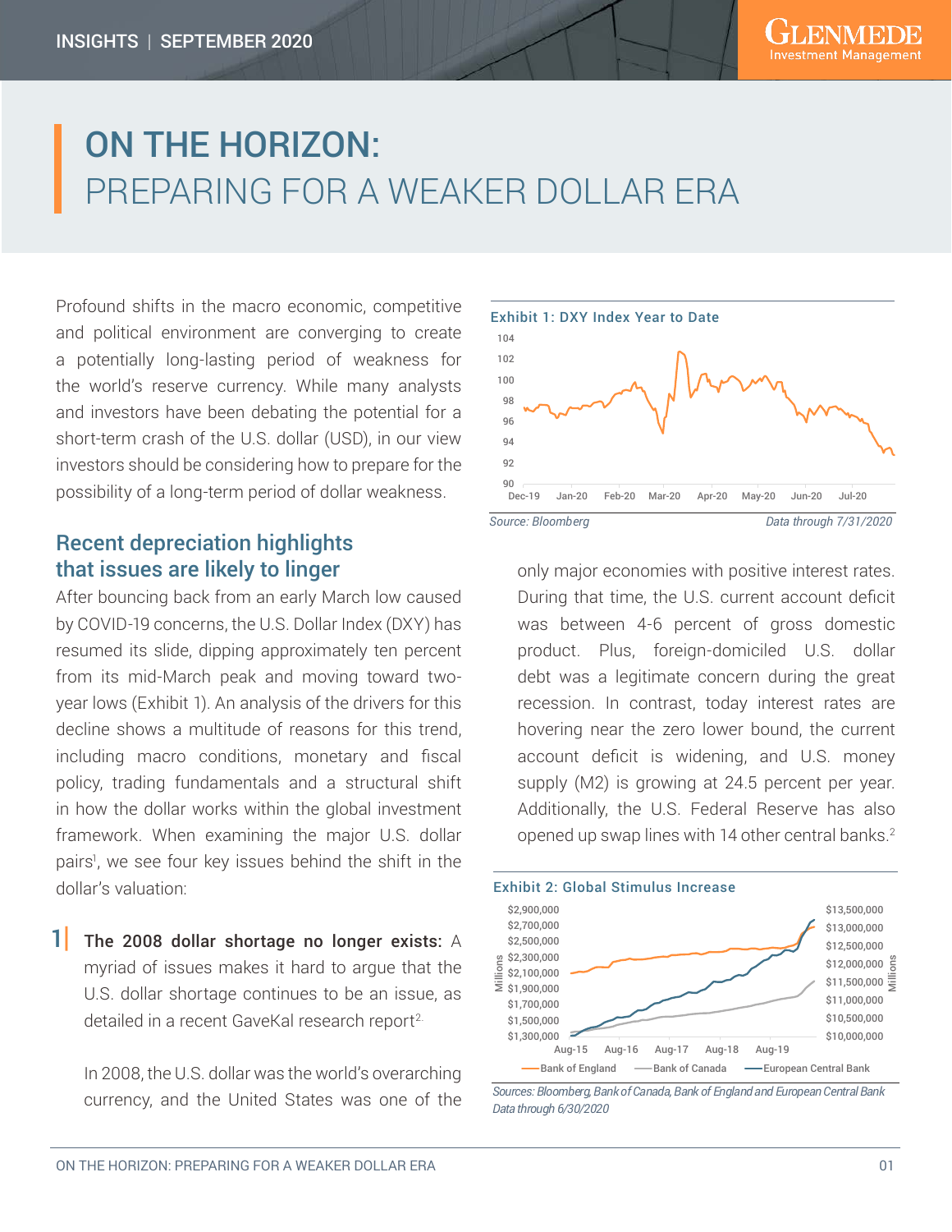INSIGHTS | SEPTEMBER 2020

# ON THE HORIZON: PREPARING FOR A WEAKER DOLLAR ERA

Profound shifts in the macro economic, competitive and political environment are converging to create a potentially long-lasting period of weakness for the world's reserve currency. While many analysts and investors have been debating the potential for a short-term crash of the U.S. dollar (USD), in our view investors should be considering how to prepare for the possibility of a long-term period of dollar weakness.

## Recent depreciation highlights that issues are likely to linger

After bouncing back from an early March low caused by COVID-19 concerns, the U.S. Dollar Index (DXY) has resumed its slide, dipping approximately ten percent from its mid-March peak and moving toward two-year lows (Exhibit 1). An analysis of the drivers for this decline shows a multitude of reasons for this trend, including macro conditions, monetary and fiscal policy, trading fundamentals and a structural shift in how the dollar works within the global investment framework. When examining the major U.S. dollar pairs[1], we see four key issues behind the shift in the dollar's valuation:

**1 | The 2008 dollar shortage no longer exists:** A myriad of issues makes it hard to argue that the U.S. dollar shortage continues to be an issue, as detailed in a recent GaveKal research report[2].

In 2008, the U.S. dollar was the world's overarching currency, and the United States was one of the only major economies with positive interest rates. During that time, the U.S. current account deficit was between 4-6 percent of gross domestic product. Plus, foreign-domiciled U.S. dollar debt was a legitimate concern during the great recession. In contrast, today interest rates are hovering near the zero lower bound, the current account deficit is widening, and U.S. money supply (M2) is growing at 24.5 percent per year. Additionally, the U.S. Federal Reserve has also opened up swap lines with 14 other central banks.[2]

**Exhibit 1: DXY Index Year to Date**

*Source: Bloomberg* — *Data through 7/31/2020*

**Exhibit 2: Global Stimulus Increase**

*Sources: Bloomberg, Bank of Canada, Bank of England and European Central Bank Data through 6/30/2020*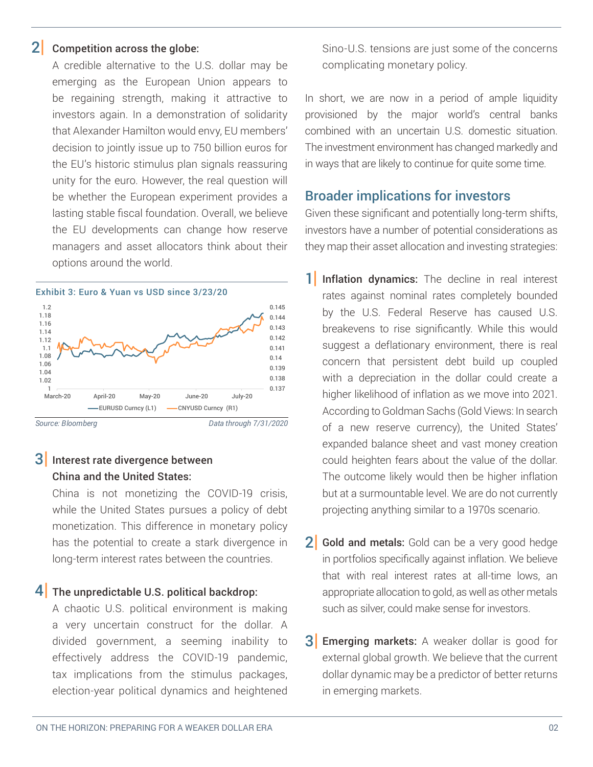**2 | Competition across the globe:**
A credible alternative to the U.S. dollar may be emerging as the European Union appears to be regaining strength, making it attractive to investors again. In a demonstration of solidarity that Alexander Hamilton would envy, EU members' decision to jointly issue up to 750 billion euros for the EU's historic stimulus plan signals reassuring unity for the euro. However, the real question will be whether the European experiment provides a lasting stable fiscal foundation. Overall, we believe the EU developments can change how reserve managers and asset allocators think about their options around the world.

Exhibit 3: Euro & Yuan vs USD since 3/23/20

*Source: Bloomberg* *Data through 7/31/2020*

**3 | Interest rate divergence between China and the United States:**
China is not monetizing the COVID-19 crisis, while the United States pursues a policy of debt monetization. This difference in monetary policy has the potential to create a stark divergence in long-term interest rates between the countries.

**4 | The unpredictable U.S. political backdrop:**
A chaotic U.S. political environment is making a very uncertain construct for the dollar. A divided government, a seeming inability to effectively address the COVID-19 pandemic, tax implications from the stimulus packages, election-year political dynamics and heightened Sino-U.S. tensions are just some of the concerns complicating monetary policy.

In short, we are now in a period of ample liquidity provisioned by the major world's central banks combined with an uncertain U.S. domestic situation. The investment environment has changed markedly and in ways that are likely to continue for quite some time.

## Broader implications for investors

Given these significant and potentially long-term shifts, investors have a number of potential considerations as they map their asset allocation and investing strategies:

**1 | Inflation dynamics:** The decline in real interest rates against nominal rates completely bounded by the U.S. Federal Reserve has caused U.S. breakevens to rise significantly. While this would suggest a deflationary environment, there is real concern that persistent debt build up coupled with a depreciation in the dollar could create a higher likelihood of inflation as we move into 2021. According to Goldman Sachs (Gold Views: In search of a new reserve currency), the United States' expanded balance sheet and vast money creation could heighten fears about the value of the dollar. The outcome likely would then be higher inflation but at a surmountable level. We are do not currently projecting anything similar to a 1970s scenario.

**2 | Gold and metals:** Gold can be a very good hedge in portfolios specifically against inflation. We believe that with real interest rates at all-time lows, an appropriate allocation to gold, as well as other metals such as silver, could make sense for investors.

**3 | Emerging markets:** A weaker dollar is good for external global growth. We believe that the current dollar dynamic may be a predictor of better returns in emerging markets.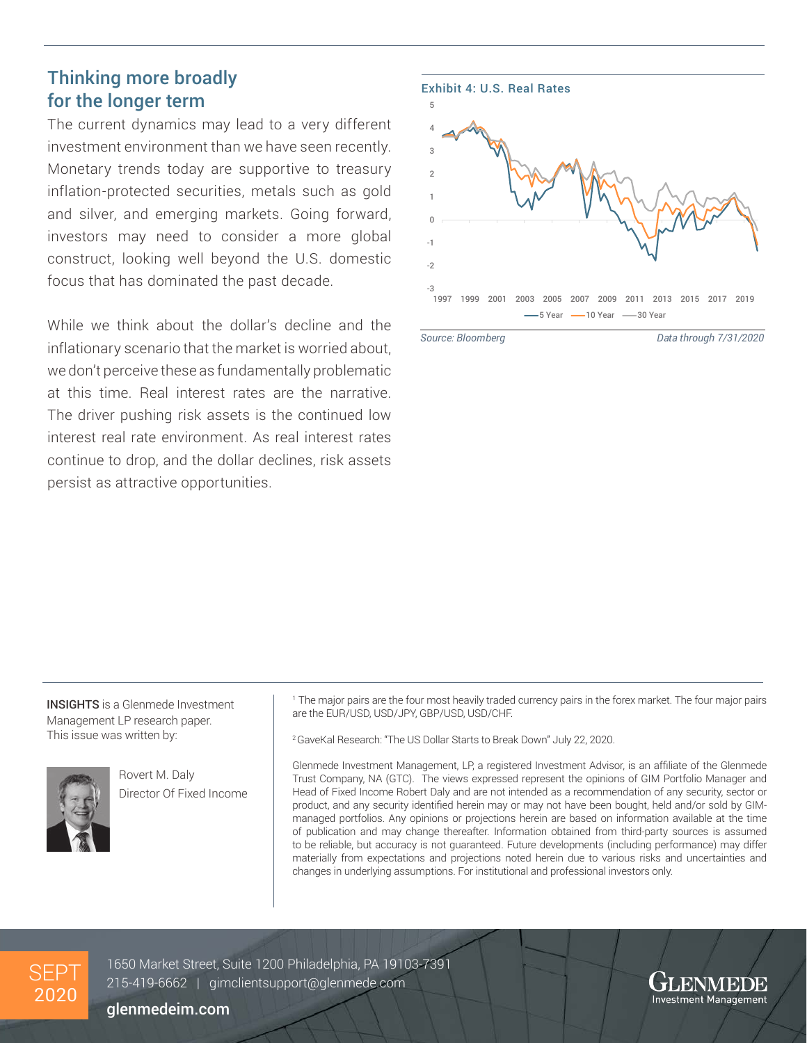## Thinking more broadly for the longer term

The current dynamics may lead to a very different investment environment than we have seen recently. Monetary trends today are supportive to treasury inflation-protected securities, metals such as gold and silver, and emerging markets. Going forward, investors may need to consider a more global construct, looking well beyond the U.S. domestic focus that has dominated the past decade.

While we think about the dollar's decline and the inflationary scenario that the market is worried about, we don't perceive these as fundamentally problematic at this time. Real interest rates are the narrative. The driver pushing risk assets is the continued low interest real rate environment. As real interest rates continue to drop, and the dollar declines, risk assets persist as attractive opportunities.

**Exhibit 4: U.S. Real Rates**

5
4
3
2
1
0
-1
-2
-3

1997 1999 2001 2003 2005 2007 2009 2011 2013 2015 2017 2019

5 Year 10 Year 30 Year

*Source: Bloomberg* *Data through 7/31/2020*

**INSIGHTS** is a Glenmede Investment Management LP research paper. This issue was written by:

Rovert M. Daly
Director Of Fixed Income

[1] The major pairs are the four most heavily traded currency pairs in the forex market. The four major pairs are the EUR/USD, USD/JPY, GBP/USD, USD/CHF.

[2] GaveKal Research: "The US Dollar Starts to Break Down" July 22, 2020.

Glenmede Investment Management, LP, a registered Investment Advisor, is an affiliate of the Glenmede Trust Company, NA (GTC). The views expressed represent the opinions of GIM Portfolio Manager and Head of Fixed Income Robert Daly and are not intended as a recommendation of any security, sector or product, and any security identified herein may or may not have been bought, held and/or sold by GIM-managed portfolios. Any opinions or projections herein are based on information available at the time of publication and may change thereafter. Information obtained from third-party sources is assumed to be reliable, but accuracy is not guaranteed. Future developments (including performance) may differ materially from expectations and projections noted herein due to various risks and uncertainties and changes in underlying assumptions. For institutional and professional investors only.

SEPT 2020

1650 Market Street, Suite 1200 Philadelphia, PA 19103-7391
215-419-6662 | gimclientsupport@glenmede.com

glenmedeim.com

GLENMEDE Investment Management